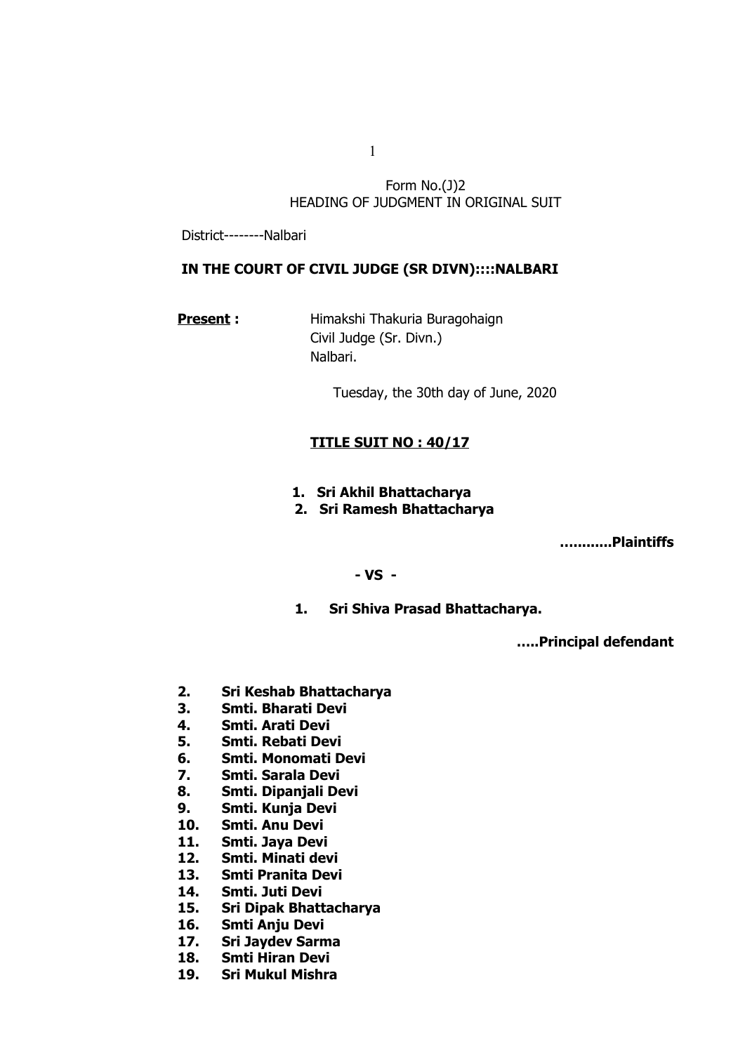Form No.(J)2
HEADING OF JUDGMENT IN ORIGINAL SUIT

District--------Nalbari

**IN THE COURT OF CIVIL JUDGE (SR DIVN)::::NALBARI**

**Present :** Himakshi Thakuria Buragohaign
Civil Judge (Sr. Divn.)
Nalbari.

Tuesday, the 30th day of June, 2020

**TITLE SUIT NO : 40/17**

1. **Sri Akhil Bhattacharya**
2. **Sri Ramesh Bhattacharya**

**...........Plaintiffs**

**- VS -**

1. **Sri Shiva Prasad Bhattacharya.**

**.....Principal defendant**

2. **Sri Keshab Bhattacharya**
3. **Smti. Bharati Devi**
4. **Smti. Arati Devi**
5. **Smti. Rebati Devi**
6. **Smti. Monomati Devi**
7. **Smti. Sarala Devi**
8. **Smti. Dipanjali Devi**
9. **Smti. Kunja Devi**
10. **Smti. Anu Devi**
11. **Smti. Jaya Devi**
12. **Smti. Minati devi**
13. **Smti Pranita Devi**
14. **Smti. Juti Devi**
15. **Sri Dipak Bhattacharya**
16. **Smti Anju Devi**
17. **Sri Jaydev Sarma**
18. **Smti Hiran Devi**
19. **Sri Mukul Mishra**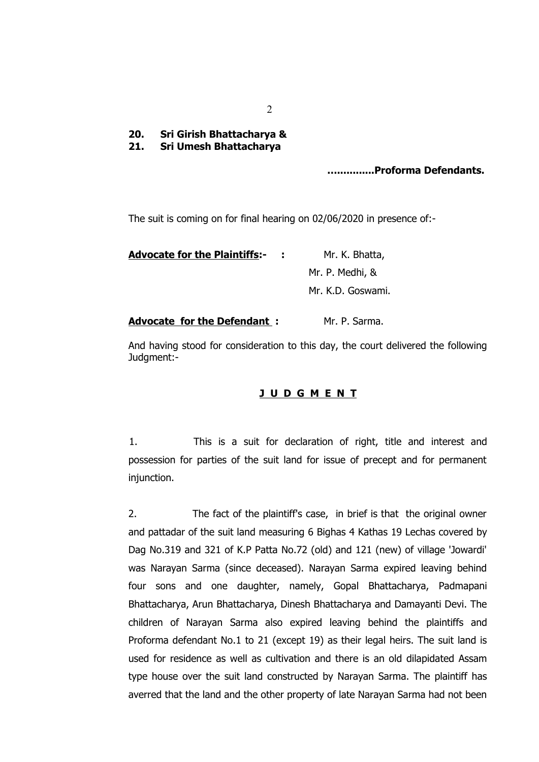**20. Sri Girish Bhattacharya &**
**21. Sri Umesh Bhattacharya**

**..............Proforma Defendants.**

The suit is coming on for final hearing on 02/06/2020 in presence of:-

**<u>Advocate for the Plaintiffs</u>:- :** Mr. K. Bhatta,
Mr. P. Medhi, &
Mr. K.D. Goswami.

**<u>Advocate for the Defendant</u> :** Mr. P. Sarma.

And having stood for consideration to this day, the court delivered the following Judgment:-

## <u>J U D G M E N T</u>

1. This is a suit for declaration of right, title and interest and possession for parties of the suit land for issue of precept and for permanent injunction.

2. The fact of the plaintiff's case, in brief is that the original owner and pattadar of the suit land measuring 6 Bighas 4 Kathas 19 Lechas covered by Dag No.319 and 321 of K.P Patta No.72 (old) and 121 (new) of village 'Jowardi' was Narayan Sarma (since deceased). Narayan Sarma expired leaving behind four sons and one daughter, namely, Gopal Bhattacharya, Padmapani Bhattacharya, Arun Bhattacharya, Dinesh Bhattacharya and Damayanti Devi. The children of Narayan Sarma also expired leaving behind the plaintiffs and Proforma defendant No.1 to 21 (except 19) as their legal heirs. The suit land is used for residence as well as cultivation and there is an old dilapidated Assam type house over the suit land constructed by Narayan Sarma. The plaintiff has averred that the land and the other property of late Narayan Sarma had not been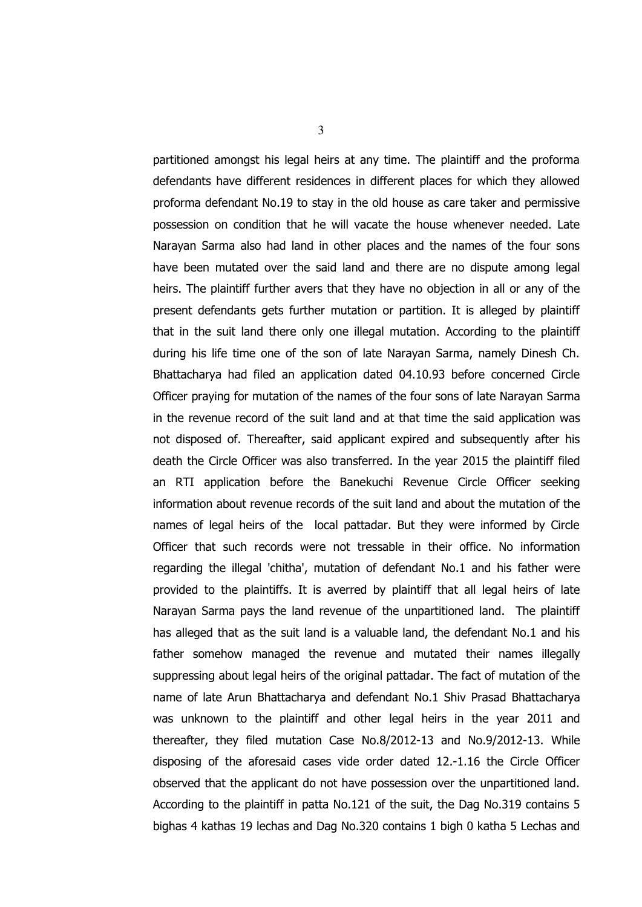partitioned amongst his legal heirs at any time. The plaintiff and the proforma defendants have different residences in different places for which they allowed proforma defendant No.19 to stay in the old house as care taker and permissive possession on condition that he will vacate the house whenever needed. Late Narayan Sarma also had land in other places and the names of the four sons have been mutated over the said land and there are no dispute among legal heirs. The plaintiff further avers that they have no objection in all or any of the present defendants gets further mutation or partition. It is alleged by plaintiff that in the suit land there only one illegal mutation. According to the plaintiff during his life time one of the son of late Narayan Sarma, namely Dinesh Ch. Bhattacharya had filed an application dated 04.10.93 before concerned Circle Officer praying for mutation of the names of the four sons of late Narayan Sarma in the revenue record of the suit land and at that time the said application was not disposed of. Thereafter, said applicant expired and subsequently after his death the Circle Officer was also transferred. In the year 2015 the plaintiff filed an RTI application before the Banekuchi Revenue Circle Officer seeking information about revenue records of the suit land and about the mutation of the names of legal heirs of the local pattadar. But they were informed by Circle Officer that such records were not tressable in their office. No information regarding the illegal 'chitha', mutation of defendant No.1 and his father were provided to the plaintiffs. It is averred by plaintiff that all legal heirs of late Narayan Sarma pays the land revenue of the unpartitioned land. The plaintiff has alleged that as the suit land is a valuable land, the defendant No.1 and his father somehow managed the revenue and mutated their names illegally suppressing about legal heirs of the original pattadar. The fact of mutation of the name of late Arun Bhattacharya and defendant No.1 Shiv Prasad Bhattacharya was unknown to the plaintiff and other legal heirs in the year 2011 and thereafter, they filed mutation Case No.8/2012-13 and No.9/2012-13. While disposing of the aforesaid cases vide order dated 12.-1.16 the Circle Officer observed that the applicant do not have possession over the unpartitioned land. According to the plaintiff in patta No.121 of the suit, the Dag No.319 contains 5 bighas 4 kathas 19 lechas and Dag No.320 contains 1 bigh 0 katha 5 Lechas and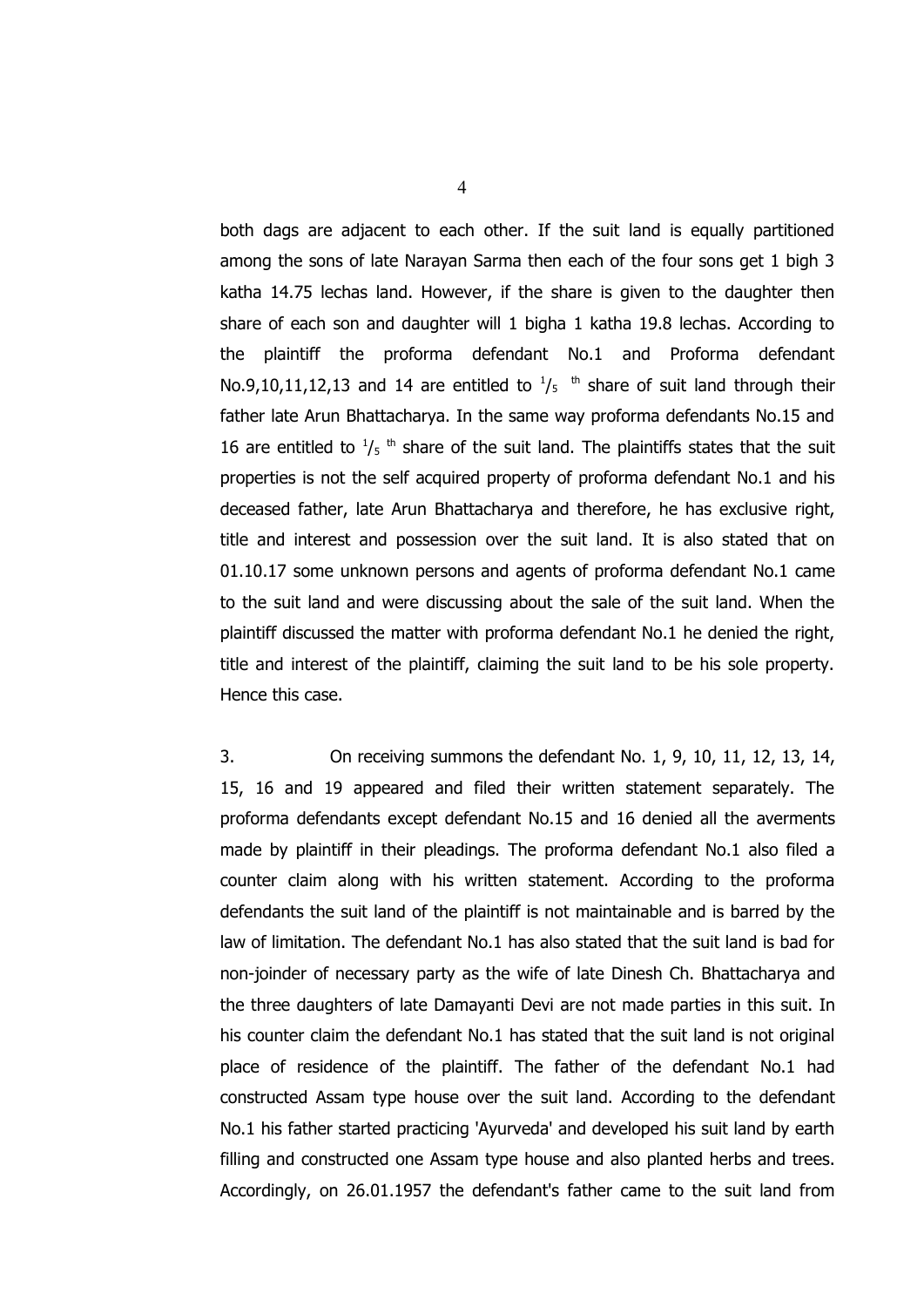both dags are adjacent to each other. If the suit land is equally partitioned among the sons of late Narayan Sarma then each of the four sons get 1 bigh 3 katha 14.75 lechas land. However, if the share is given to the daughter then share of each son and daughter will 1 bigha 1 katha 19.8 lechas. According to the plaintiff the proforma defendant No.1 and Proforma defendant No.9,10,11,12,13 and 14 are entitled to $^1/_5$ $^{th}$ share of suit land through their father late Arun Bhattacharya. In the same way proforma defendants No.15 and 16 are entitled to $^1/_5$ $^{th}$ share of the suit land. The plaintiffs states that the suit properties is not the self acquired property of proforma defendant No.1 and his deceased father, late Arun Bhattacharya and therefore, he has exclusive right, title and interest and possession over the suit land. It is also stated that on 01.10.17 some unknown persons and agents of proforma defendant No.1 came to the suit land and were discussing about the sale of the suit land. When the plaintiff discussed the matter with proforma defendant No.1 he denied the right, title and interest of the plaintiff, claiming the suit land to be his sole property. Hence this case.

3. On receiving summons the defendant No. 1, 9, 10, 11, 12, 13, 14, 15, 16 and 19 appeared and filed their written statement separately. The proforma defendants except defendant No.15 and 16 denied all the averments made by plaintiff in their pleadings. The proforma defendant No.1 also filed a counter claim along with his written statement. According to the proforma defendants the suit land of the plaintiff is not maintainable and is barred by the law of limitation. The defendant No.1 has also stated that the suit land is bad for non-joinder of necessary party as the wife of late Dinesh Ch. Bhattacharya and the three daughters of late Damayanti Devi are not made parties in this suit. In his counter claim the defendant No.1 has stated that the suit land is not original place of residence of the plaintiff. The father of the defendant No.1 had constructed Assam type house over the suit land. According to the defendant No.1 his father started practicing 'Ayurveda' and developed his suit land by earth filling and constructed one Assam type house and also planted herbs and trees. Accordingly, on 26.01.1957 the defendant's father came to the suit land from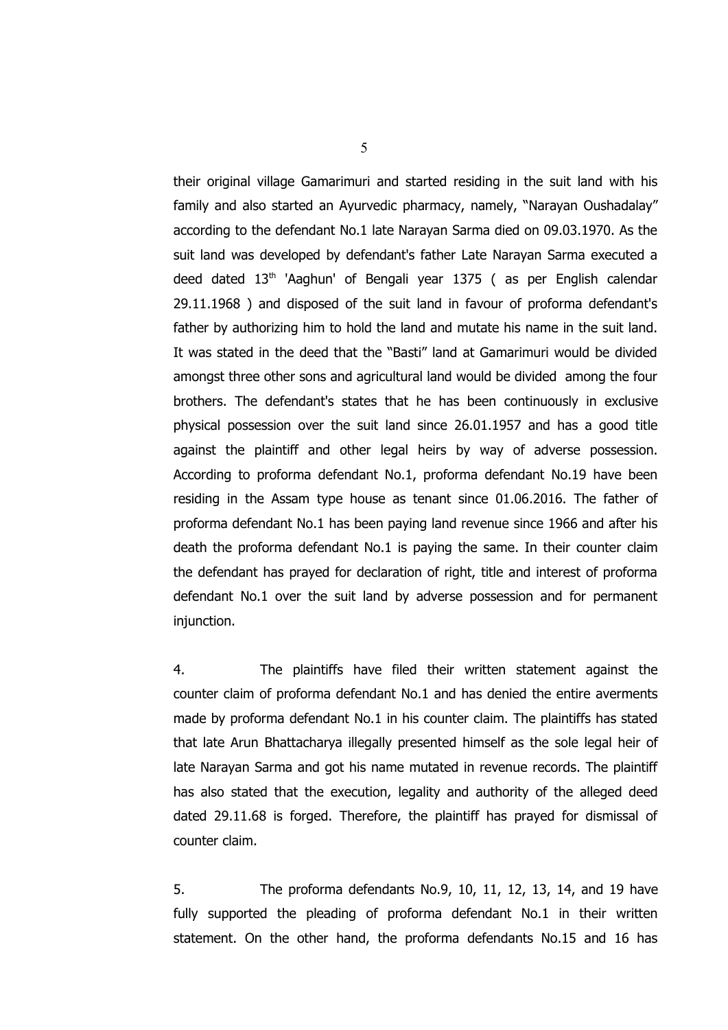their original village Gamarimuri and started residing in the suit land with his family and also started an Ayurvedic pharmacy, namely, "Narayan Oushadalay" according to the defendant No.1 late Narayan Sarma died on 09.03.1970. As the suit land was developed by defendant's father Late Narayan Sarma executed a deed dated 13th 'Aaghun' of Bengali year 1375 ( as per English calendar 29.11.1968 ) and disposed of the suit land in favour of proforma defendant's father by authorizing him to hold the land and mutate his name in the suit land. It was stated in the deed that the "Basti" land at Gamarimuri would be divided amongst three other sons and agricultural land would be divided among the four brothers. The defendant's states that he has been continuously in exclusive physical possession over the suit land since 26.01.1957 and has a good title against the plaintiff and other legal heirs by way of adverse possession. According to proforma defendant No.1, proforma defendant No.19 have been residing in the Assam type house as tenant since 01.06.2016. The father of proforma defendant No.1 has been paying land revenue since 1966 and after his death the proforma defendant No.1 is paying the same. In their counter claim the defendant has prayed for declaration of right, title and interest of proforma defendant No.1 over the suit land by adverse possession and for permanent injunction.

4. The plaintiffs have filed their written statement against the counter claim of proforma defendant No.1 and has denied the entire averments made by proforma defendant No.1 in his counter claim. The plaintiffs has stated that late Arun Bhattacharya illegally presented himself as the sole legal heir of late Narayan Sarma and got his name mutated in revenue records. The plaintiff has also stated that the execution, legality and authority of the alleged deed dated 29.11.68 is forged. Therefore, the plaintiff has prayed for dismissal of counter claim.

5. The proforma defendants No.9, 10, 11, 12, 13, 14, and 19 have fully supported the pleading of proforma defendant No.1 in their written statement. On the other hand, the proforma defendants No.15 and 16 has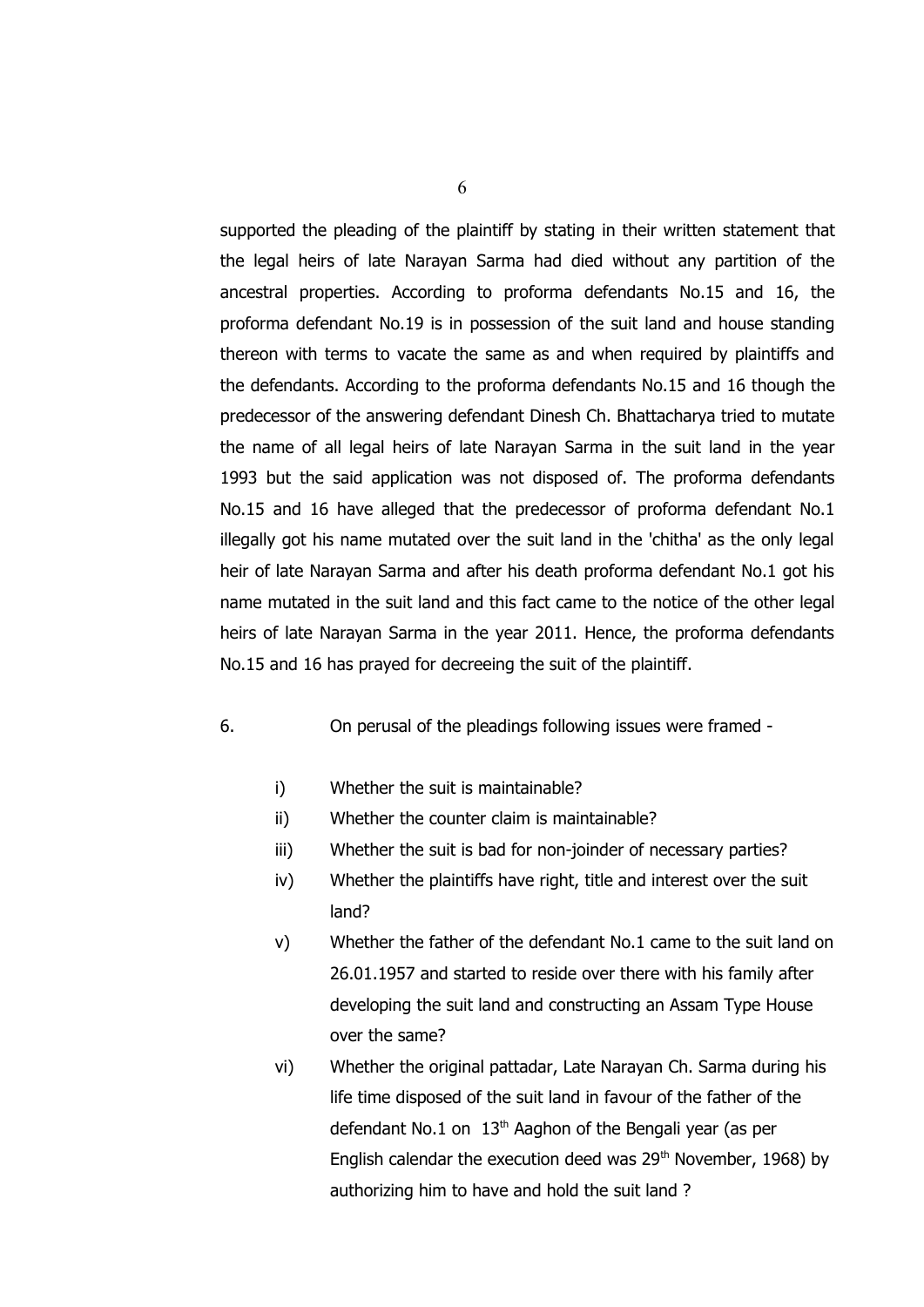supported the pleading of the plaintiff by stating in their written statement that the legal heirs of late Narayan Sarma had died without any partition of the ancestral properties. According to proforma defendants No.15 and 16, the proforma defendant No.19 is in possession of the suit land and house standing thereon with terms to vacate the same as and when required by plaintiffs and the defendants. According to the proforma defendants No.15 and 16 though the predecessor of the answering defendant Dinesh Ch. Bhattacharya tried to mutate the name of all legal heirs of late Narayan Sarma in the suit land in the year 1993 but the said application was not disposed of. The proforma defendants No.15 and 16 have alleged that the predecessor of proforma defendant No.1 illegally got his name mutated over the suit land in the 'chitha' as the only legal heir of late Narayan Sarma and after his death proforma defendant No.1 got his name mutated in the suit land and this fact came to the notice of the other legal heirs of late Narayan Sarma in the year 2011. Hence, the proforma defendants No.15 and 16 has prayed for decreeing the suit of the plaintiff.

6. On perusal of the pleadings following issues were framed -

i) Whether the suit is maintainable?

ii) Whether the counter claim is maintainable?

iii) Whether the suit is bad for non-joinder of necessary parties?

iv) Whether the plaintiffs have right, title and interest over the suit land?

v) Whether the father of the defendant No.1 came to the suit land on 26.01.1957 and started to reside over there with his family after developing the suit land and constructing an Assam Type House over the same?

vi) Whether the original pattadar, Late Narayan Ch. Sarma during his life time disposed of the suit land in favour of the father of the defendant No.1 on 13th Aaghon of the Bengali year (as per English calendar the execution deed was 29th November, 1968) by authorizing him to have and hold the suit land ?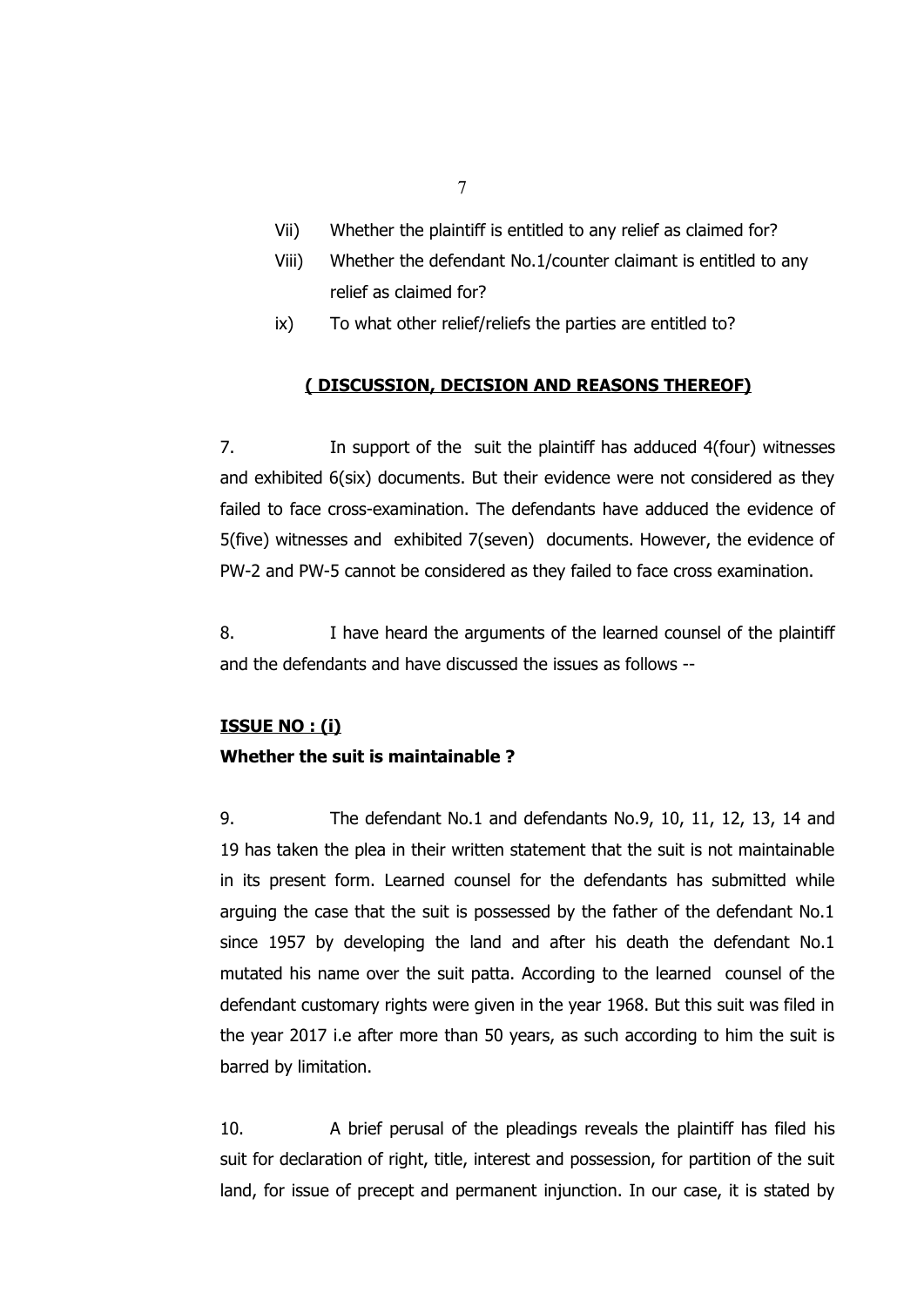Vii) Whether the plaintiff is entitled to any relief as claimed for?

Viii) Whether the defendant No.1/counter claimant is entitled to any relief as claimed for?

ix) To what other relief/reliefs the parties are entitled to?

**( DISCUSSION, DECISION AND REASONS THEREOF)**

7. In support of the suit the plaintiff has adduced 4(four) witnesses and exhibited 6(six) documents. But their evidence were not considered as they failed to face cross-examination. The defendants have adduced the evidence of 5(five) witnesses and exhibited 7(seven) documents. However, the evidence of PW-2 and PW-5 cannot be considered as they failed to face cross examination.

8. I have heard the arguments of the learned counsel of the plaintiff and the defendants and have discussed the issues as follows --

**ISSUE NO : (i)**

**Whether the suit is maintainable ?**

9. The defendant No.1 and defendants No.9, 10, 11, 12, 13, 14 and 19 has taken the plea in their written statement that the suit is not maintainable in its present form. Learned counsel for the defendants has submitted while arguing the case that the suit is possessed by the father of the defendant No.1 since 1957 by developing the land and after his death the defendant No.1 mutated his name over the suit patta. According to the learned counsel of the defendant customary rights were given in the year 1968. But this suit was filed in the year 2017 i.e after more than 50 years, as such according to him the suit is barred by limitation.

10. A brief perusal of the pleadings reveals the plaintiff has filed his suit for declaration of right, title, interest and possession, for partition of the suit land, for issue of precept and permanent injunction. In our case, it is stated by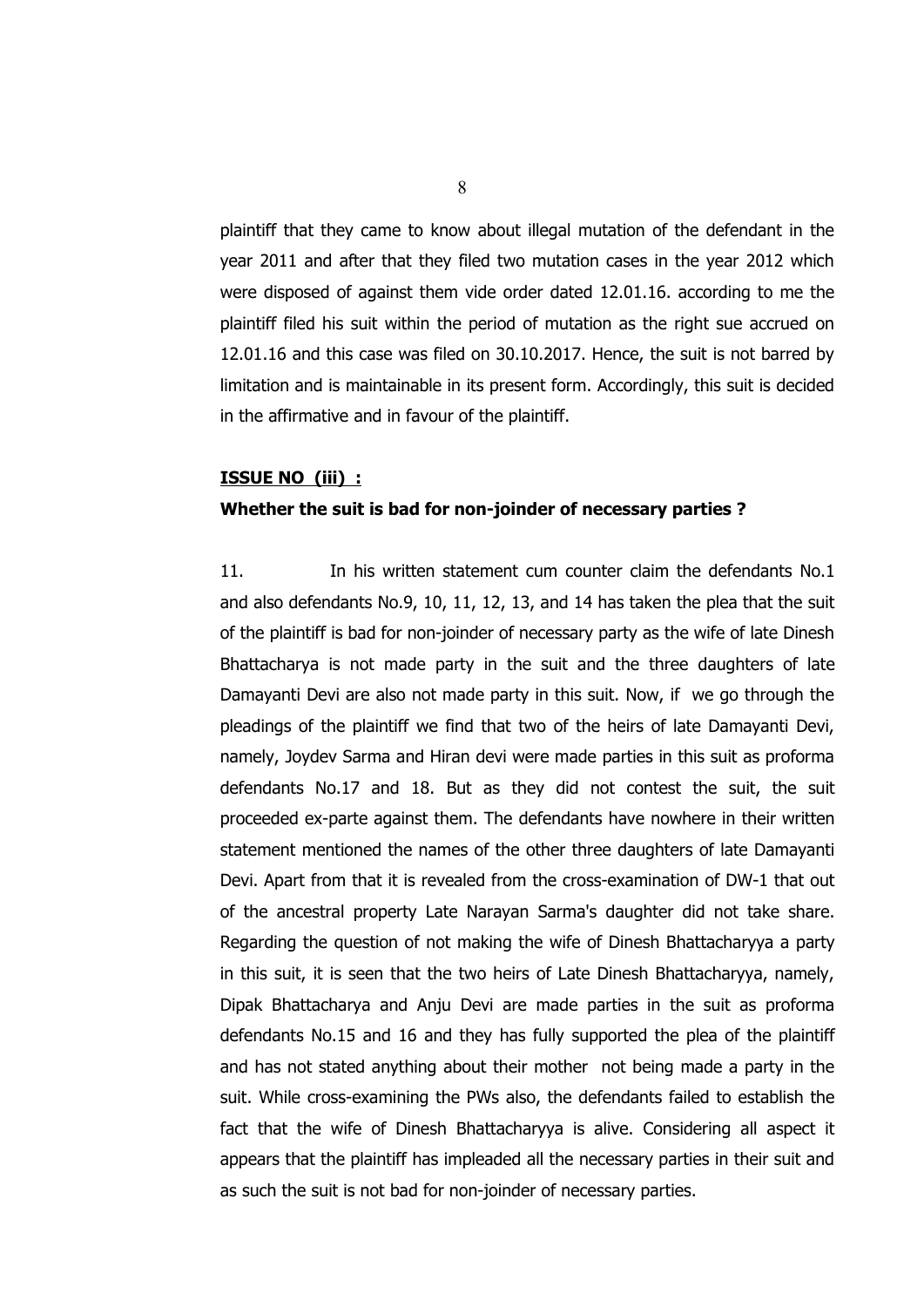plaintiff that they came to know about illegal mutation of the defendant in the year 2011 and after that they filed two mutation cases in the year 2012 which were disposed of against them vide order dated 12.01.16. according to me the plaintiff filed his suit within the period of mutation as the right sue accrued on 12.01.16 and this case was filed on 30.10.2017. Hence, the suit is not barred by limitation and is maintainable in its present form. Accordingly, this suit is decided in the affirmative and in favour of the plaintiff.

**ISSUE NO (iii) :**

**Whether the suit is bad for non-joinder of necessary parties ?**

11. In his written statement cum counter claim the defendants No.1 and also defendants No.9, 10, 11, 12, 13, and 14 has taken the plea that the suit of the plaintiff is bad for non-joinder of necessary party as the wife of late Dinesh Bhattacharya is not made party in the suit and the three daughters of late Damayanti Devi are also not made party in this suit. Now, if we go through the pleadings of the plaintiff we find that two of the heirs of late Damayanti Devi, namely, Joydev Sarma and Hiran devi were made parties in this suit as proforma defendants No.17 and 18. But as they did not contest the suit, the suit proceeded ex-parte against them. The defendants have nowhere in their written statement mentioned the names of the other three daughters of late Damayanti Devi. Apart from that it is revealed from the cross-examination of DW-1 that out of the ancestral property Late Narayan Sarma's daughter did not take share. Regarding the question of not making the wife of Dinesh Bhattacharyya a party in this suit, it is seen that the two heirs of Late Dinesh Bhattacharyya, namely, Dipak Bhattacharya and Anju Devi are made parties in the suit as proforma defendants No.15 and 16 and they has fully supported the plea of the plaintiff and has not stated anything about their mother not being made a party in the suit. While cross-examining the PWs also, the defendants failed to establish the fact that the wife of Dinesh Bhattacharyya is alive. Considering all aspect it appears that the plaintiff has impleaded all the necessary parties in their suit and as such the suit is not bad for non-joinder of necessary parties.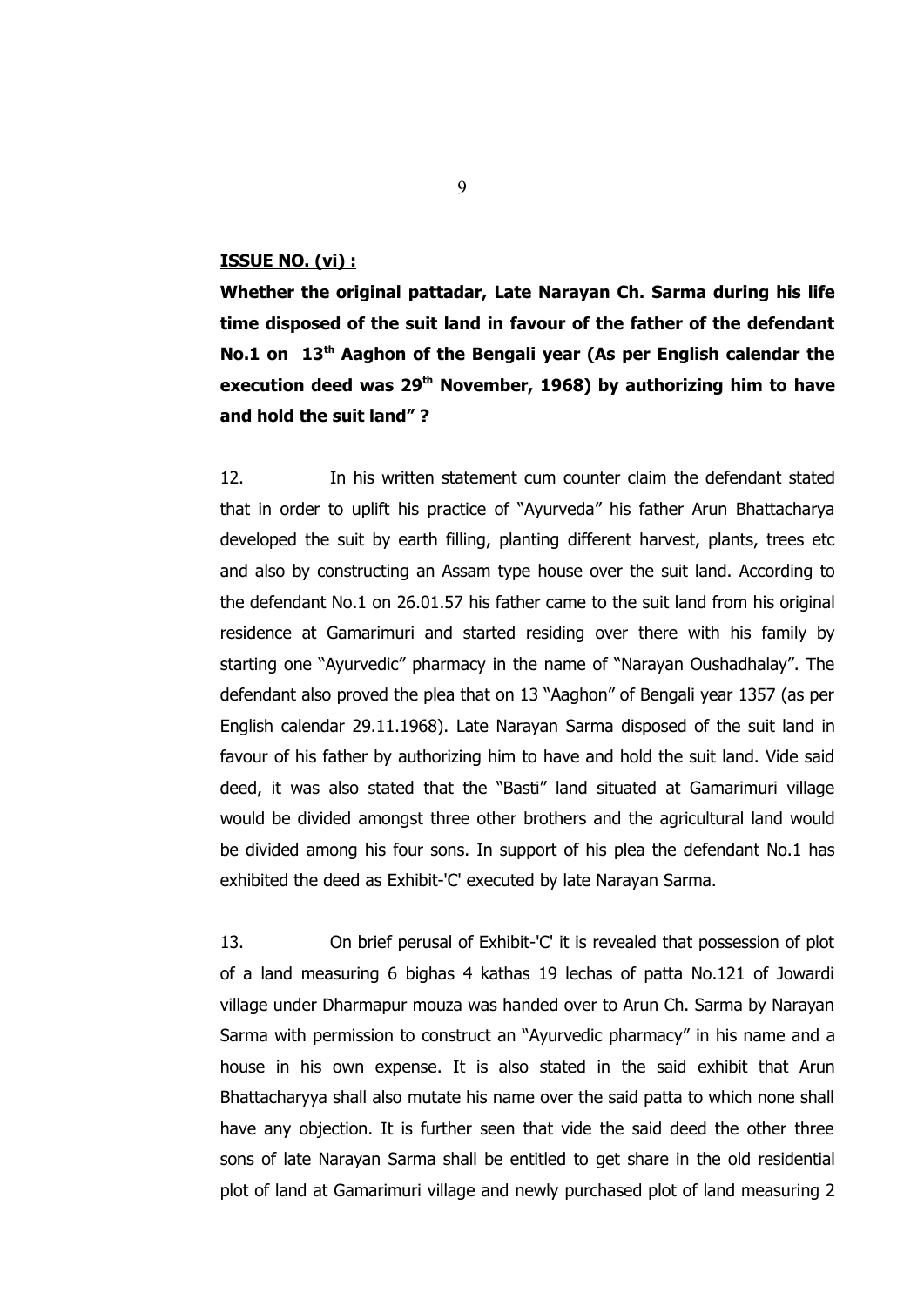**ISSUE NO. (vi) :**

**Whether the original pattadar, Late Narayan Ch. Sarma during his life time disposed of the suit land in favour of the father of the defendant No.1 on 13th Aaghon of the Bengali year (As per English calendar the execution deed was 29th November, 1968) by authorizing him to have and hold the suit land" ?**

12. In his written statement cum counter claim the defendant stated that in order to uplift his practice of "Ayurveda" his father Arun Bhattacharya developed the suit by earth filling, planting different harvest, plants, trees etc and also by constructing an Assam type house over the suit land. According to the defendant No.1 on 26.01.57 his father came to the suit land from his original residence at Gamarimuri and started residing over there with his family by starting one "Ayurvedic" pharmacy in the name of "Narayan Oushadhalay". The defendant also proved the plea that on 13 "Aaghon" of Bengali year 1357 (as per English calendar 29.11.1968). Late Narayan Sarma disposed of the suit land in favour of his father by authorizing him to have and hold the suit land. Vide said deed, it was also stated that the "Basti" land situated at Gamarimuri village would be divided amongst three other brothers and the agricultural land would be divided among his four sons. In support of his plea the defendant No.1 has exhibited the deed as Exhibit-'C' executed by late Narayan Sarma.

13. On brief perusal of Exhibit-'C' it is revealed that possession of plot of a land measuring 6 bighas 4 kathas 19 lechas of patta No.121 of Jowardi village under Dharmapur mouza was handed over to Arun Ch. Sarma by Narayan Sarma with permission to construct an "Ayurvedic pharmacy" in his name and a house in his own expense. It is also stated in the said exhibit that Arun Bhattacharyya shall also mutate his name over the said patta to which none shall have any objection. It is further seen that vide the said deed the other three sons of late Narayan Sarma shall be entitled to get share in the old residential plot of land at Gamarimuri village and newly purchased plot of land measuring 2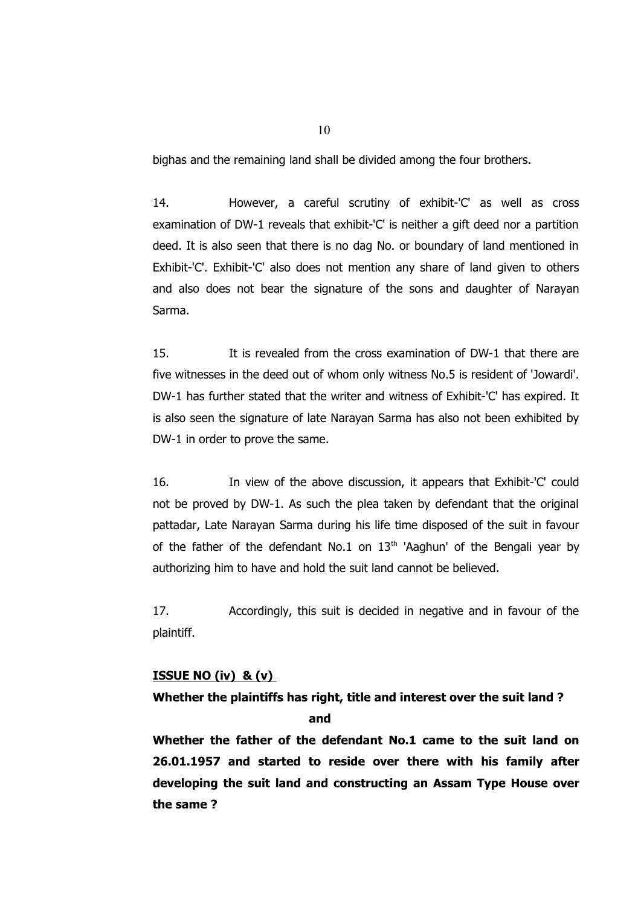bighas and the remaining land shall be divided among the four brothers.

14. However, a careful scrutiny of exhibit-'C' as well as cross examination of DW-1 reveals that exhibit-'C' is neither a gift deed nor a partition deed. It is also seen that there is no dag No. or boundary of land mentioned in Exhibit-'C'. Exhibit-'C' also does not mention any share of land given to others and also does not bear the signature of the sons and daughter of Narayan Sarma.

15. It is revealed from the cross examination of DW-1 that there are five witnesses in the deed out of whom only witness No.5 is resident of 'Jowardi'. DW-1 has further stated that the writer and witness of Exhibit-'C' has expired. It is also seen the signature of late Narayan Sarma has also not been exhibited by DW-1 in order to prove the same.

16. In view of the above discussion, it appears that Exhibit-'C' could not be proved by DW-1. As such the plea taken by defendant that the original pattadar, Late Narayan Sarma during his life time disposed of the suit in favour of the father of the defendant No.1 on 13th 'Aaghun' of the Bengali year by authorizing him to have and hold the suit land cannot be believed.

17. Accordingly, this suit is decided in negative and in favour of the plaintiff.

**<u>ISSUE NO (iv) & (v)</u>**

**Whether the plaintiffs has right, title and interest over the suit land ?**

**and**

**Whether the father of the defendant No.1 came to the suit land on 26.01.1957 and started to reside over there with his family after developing the suit land and constructing an Assam Type House over the same ?**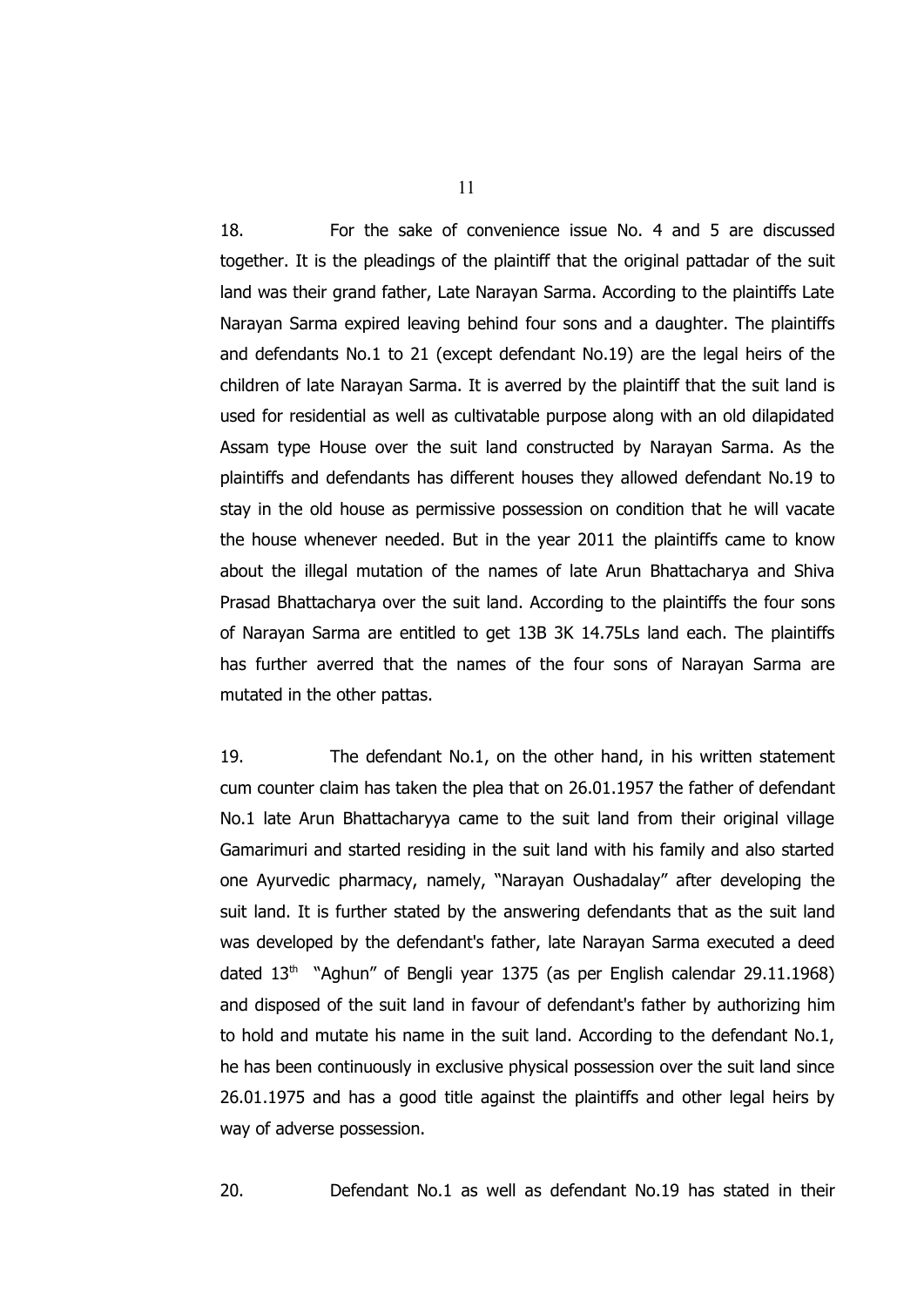18. For the sake of convenience issue No. 4 and 5 are discussed together. It is the pleadings of the plaintiff that the original pattadar of the suit land was their grand father, Late Narayan Sarma. According to the plaintiffs Late Narayan Sarma expired leaving behind four sons and a daughter. The plaintiffs and defendants No.1 to 21 (except defendant No.19) are the legal heirs of the children of late Narayan Sarma. It is averred by the plaintiff that the suit land is used for residential as well as cultivatable purpose along with an old dilapidated Assam type House over the suit land constructed by Narayan Sarma. As the plaintiffs and defendants has different houses they allowed defendant No.19 to stay in the old house as permissive possession on condition that he will vacate the house whenever needed. But in the year 2011 the plaintiffs came to know about the illegal mutation of the names of late Arun Bhattacharya and Shiva Prasad Bhattacharya over the suit land. According to the plaintiffs the four sons of Narayan Sarma are entitled to get 13B 3K 14.75Ls land each. The plaintiffs has further averred that the names of the four sons of Narayan Sarma are mutated in the other pattas.

19. The defendant No.1, on the other hand, in his written statement cum counter claim has taken the plea that on 26.01.1957 the father of defendant No.1 late Arun Bhattacharyya came to the suit land from their original village Gamarimuri and started residing in the suit land with his family and also started one Ayurvedic pharmacy, namely, "Narayan Oushadalay" after developing the suit land. It is further stated by the answering defendants that as the suit land was developed by the defendant's father, late Narayan Sarma executed a deed dated 13th "Aghun" of Bengli year 1375 (as per English calendar 29.11.1968) and disposed of the suit land in favour of defendant's father by authorizing him to hold and mutate his name in the suit land. According to the defendant No.1, he has been continuously in exclusive physical possession over the suit land since 26.01.1975 and has a good title against the plaintiffs and other legal heirs by way of adverse possession.

20. Defendant No.1 as well as defendant No.19 has stated in their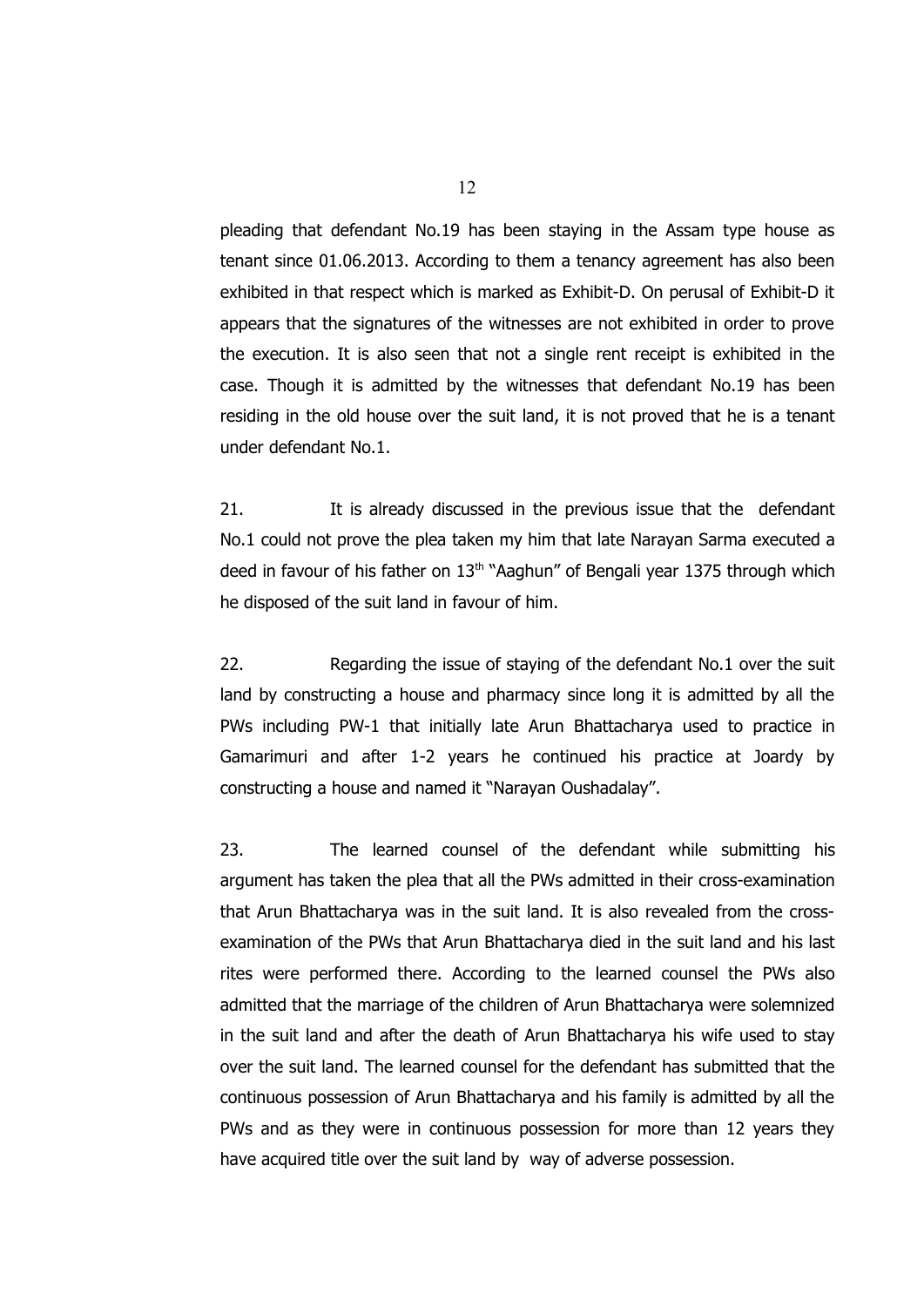pleading that defendant No.19 has been staying in the Assam type house as tenant since 01.06.2013. According to them a tenancy agreement has also been exhibited in that respect which is marked as Exhibit-D. On perusal of Exhibit-D it appears that the signatures of the witnesses are not exhibited in order to prove the execution. It is also seen that not a single rent receipt is exhibited in the case. Though it is admitted by the witnesses that defendant No.19 has been residing in the old house over the suit land, it is not proved that he is a tenant under defendant No.1.

21. It is already discussed in the previous issue that the defendant No.1 could not prove the plea taken my him that late Narayan Sarma executed a deed in favour of his father on 13th "Aaghun" of Bengali year 1375 through which he disposed of the suit land in favour of him.

22. Regarding the issue of staying of the defendant No.1 over the suit land by constructing a house and pharmacy since long it is admitted by all the PWs including PW-1 that initially late Arun Bhattacharya used to practice in Gamarimuri and after 1-2 years he continued his practice at Joardy by constructing a house and named it "Narayan Oushadalay".

23. The learned counsel of the defendant while submitting his argument has taken the plea that all the PWs admitted in their cross-examination that Arun Bhattacharya was in the suit land. It is also revealed from the cross-examination of the PWs that Arun Bhattacharya died in the suit land and his last rites were performed there. According to the learned counsel the PWs also admitted that the marriage of the children of Arun Bhattacharya were solemnized in the suit land and after the death of Arun Bhattacharya his wife used to stay over the suit land. The learned counsel for the defendant has submitted that the continuous possession of Arun Bhattacharya and his family is admitted by all the PWs and as they were in continuous possession for more than 12 years they have acquired title over the suit land by way of adverse possession.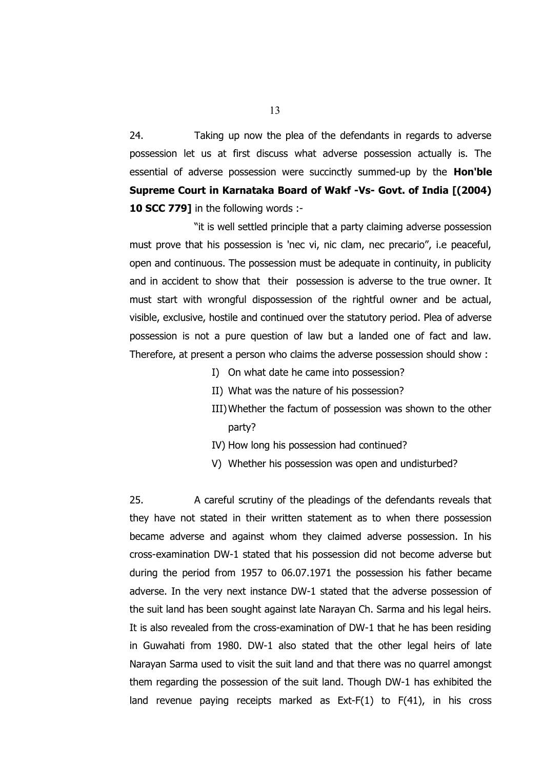24. Taking up now the plea of the defendants in regards to adverse possession let us at first discuss what adverse possession actually is. The essential of adverse possession were succinctly summed-up by the **Hon'ble Supreme Court in Karnataka Board of Wakf -Vs- Govt. of India [(2004) 10 SCC 779]** in the following words :-

"it is well settled principle that a party claiming adverse possession must prove that his possession is 'nec vi, nic clam, nec precario", i.e peaceful, open and continuous. The possession must be adequate in continuity, in publicity and in accident to show that their possession is adverse to the true owner. It must start with wrongful dispossession of the rightful owner and be actual, visible, exclusive, hostile and continued over the statutory period. Plea of adverse possession is not a pure question of law but a landed one of fact and law. Therefore, at present a person who claims the adverse possession should show :

I) On what date he came into possession?
II) What was the nature of his possession?
III) Whether the factum of possession was shown to the other party?
IV) How long his possession had continued?
V) Whether his possession was open and undisturbed?

25. A careful scrutiny of the pleadings of the defendants reveals that they have not stated in their written statement as to when there possession became adverse and against whom they claimed adverse possession. In his cross-examination DW-1 stated that his possession did not become adverse but during the period from 1957 to 06.07.1971 the possession his father became adverse. In the very next instance DW-1 stated that the adverse possession of the suit land has been sought against late Narayan Ch. Sarma and his legal heirs. It is also revealed from the cross-examination of DW-1 that he has been residing in Guwahati from 1980. DW-1 also stated that the other legal heirs of late Narayan Sarma used to visit the suit land and that there was no quarrel amongst them regarding the possession of the suit land. Though DW-1 has exhibited the land revenue paying receipts marked as Ext-F(1) to F(41), in his cross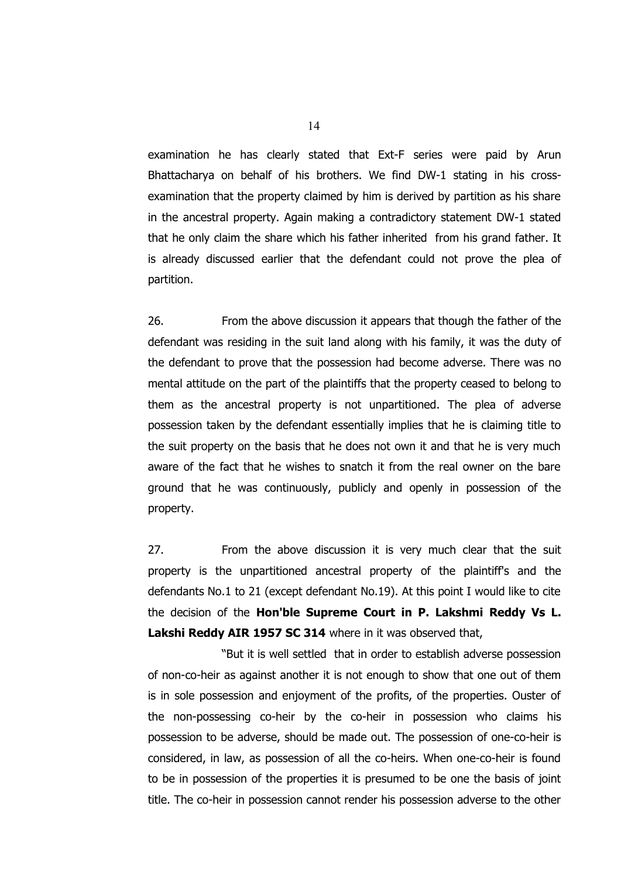examination he has clearly stated that Ext-F series were paid by Arun Bhattacharya on behalf of his brothers. We find DW-1 stating in his cross-examination that the property claimed by him is derived by partition as his share in the ancestral property. Again making a contradictory statement DW-1 stated that he only claim the share which his father inherited from his grand father. It is already discussed earlier that the defendant could not prove the plea of partition.

26. From the above discussion it appears that though the father of the defendant was residing in the suit land along with his family, it was the duty of the defendant to prove that the possession had become adverse. There was no mental attitude on the part of the plaintiffs that the property ceased to belong to them as the ancestral property is not unpartitioned. The plea of adverse possession taken by the defendant essentially implies that he is claiming title to the suit property on the basis that he does not own it and that he is very much aware of the fact that he wishes to snatch it from the real owner on the bare ground that he was continuously, publicly and openly in possession of the property.

27. From the above discussion it is very much clear that the suit property is the unpartitioned ancestral property of the plaintiff's and the defendants No.1 to 21 (except defendant No.19). At this point I would like to cite the decision of the **Hon'ble Supreme Court in P. Lakshmi Reddy Vs L. Lakshi Reddy AIR 1957 SC 314** where in it was observed that,

"But it is well settled that in order to establish adverse possession of non-co-heir as against another it is not enough to show that one out of them is in sole possession and enjoyment of the profits, of the properties. Ouster of the non-possessing co-heir by the co-heir in possession who claims his possession to be adverse, should be made out. The possession of one-co-heir is considered, in law, as possession of all the co-heirs. When one-co-heir is found to be in possession of the properties it is presumed to be one the basis of joint title. The co-heir in possession cannot render his possession adverse to the other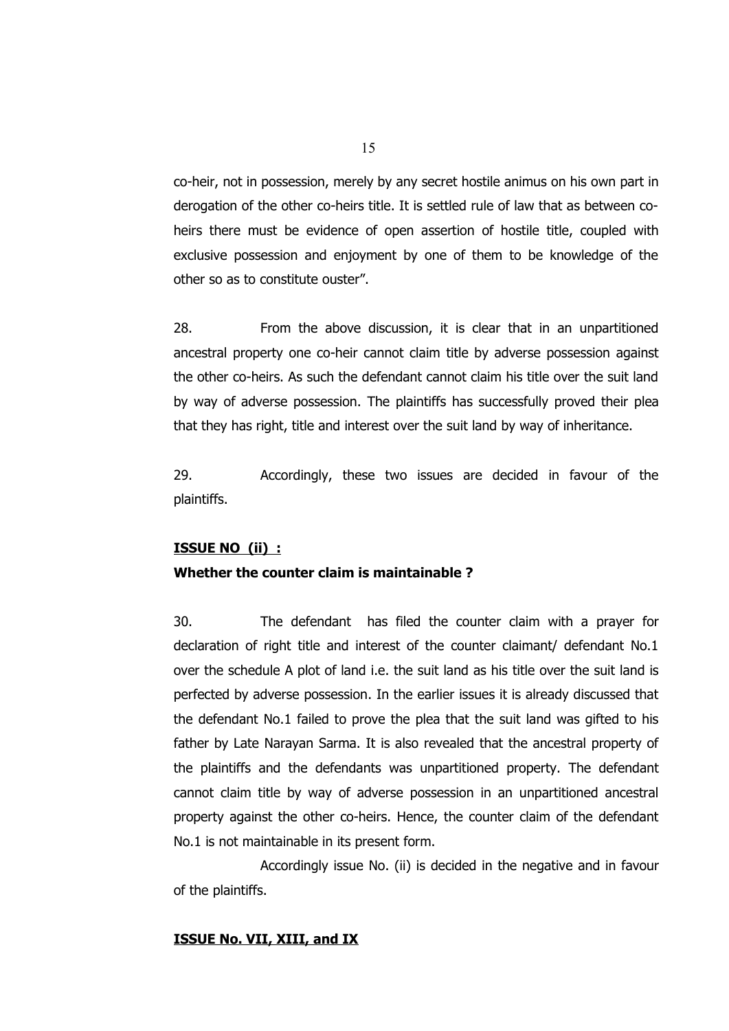co-heir, not in possession, merely by any secret hostile animus on his own part in derogation of the other co-heirs title. It is settled rule of law that as between co-heirs there must be evidence of open assertion of hostile title, coupled with exclusive possession and enjoyment by one of them to be knowledge of the other so as to constitute ouster".

28. From the above discussion, it is clear that in an unpartitioned ancestral property one co-heir cannot claim title by adverse possession against the other co-heirs. As such the defendant cannot claim his title over the suit land by way of adverse possession. The plaintiffs has successfully proved their plea that they has right, title and interest over the suit land by way of inheritance.

29. Accordingly, these two issues are decided in favour of the plaintiffs.

**ISSUE NO (ii) :**

**Whether the counter claim is maintainable ?**

30. The defendant has filed the counter claim with a prayer for declaration of right title and interest of the counter claimant/ defendant No.1 over the schedule A plot of land i.e. the suit land as his title over the suit land is perfected by adverse possession. In the earlier issues it is already discussed that the defendant No.1 failed to prove the plea that the suit land was gifted to his father by Late Narayan Sarma. It is also revealed that the ancestral property of the plaintiffs and the defendants was unpartitioned property. The defendant cannot claim title by way of adverse possession in an unpartitioned ancestral property against the other co-heirs. Hence, the counter claim of the defendant No.1 is not maintainable in its present form.

Accordingly issue No. (ii) is decided in the negative and in favour of the plaintiffs.

**ISSUE No. VII, XIII, and IX**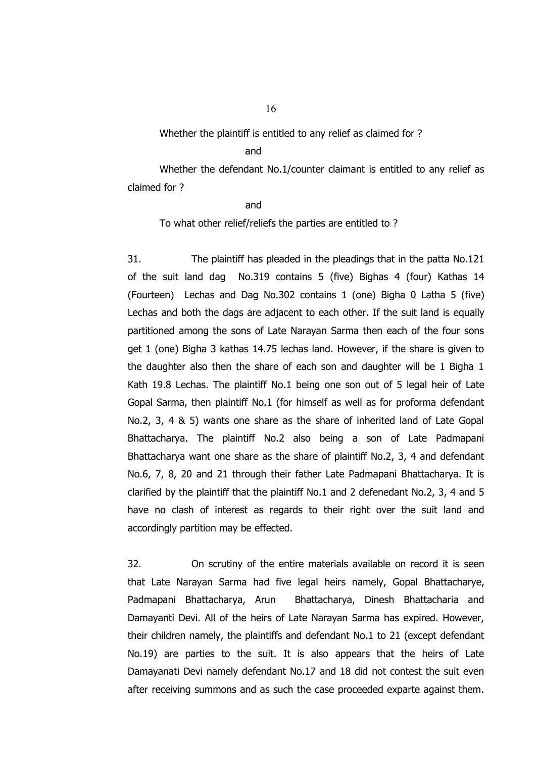Whether the plaintiff is entitled to any relief as claimed for ?

and

Whether the defendant No.1/counter claimant is entitled to any relief as claimed for ?

and

To what other relief/reliefs the parties are entitled to ?

31. The plaintiff has pleaded in the pleadings that in the patta No.121 of the suit land dag No.319 contains 5 (five) Bighas 4 (four) Kathas 14 (Fourteen) Lechas and Dag No.302 contains 1 (one) Bigha 0 Latha 5 (five) Lechas and both the dags are adjacent to each other. If the suit land is equally partitioned among the sons of Late Narayan Sarma then each of the four sons get 1 (one) Bigha 3 kathas 14.75 lechas land. However, if the share is given to the daughter also then the share of each son and daughter will be 1 Bigha 1 Kath 19.8 Lechas. The plaintiff No.1 being one son out of 5 legal heir of Late Gopal Sarma, then plaintiff No.1 (for himself as well as for proforma defendant No.2, 3, 4 & 5) wants one share as the share of inherited land of Late Gopal Bhattacharya. The plaintiff No.2 also being a son of Late Padmapani Bhattacharya want one share as the share of plaintiff No.2, 3, 4 and defendant No.6, 7, 8, 20 and 21 through their father Late Padmapani Bhattacharya. It is clarified by the plaintiff that the plaintiff No.1 and 2 defenedant No.2, 3, 4 and 5 have no clash of interest as regards to their right over the suit land and accordingly partition may be effected.

32. On scrutiny of the entire materials available on record it is seen that Late Narayan Sarma had five legal heirs namely, Gopal Bhattacharye, Padmapani Bhattacharya, Arun Bhattacharya, Dinesh Bhattacharia and Damayanti Devi. All of the heirs of Late Narayan Sarma has expired. However, their children namely, the plaintiffs and defendant No.1 to 21 (except defendant No.19) are parties to the suit. It is also appears that the heirs of Late Damayanati Devi namely defendant No.17 and 18 did not contest the suit even after receiving summons and as such the case proceeded exparte against them.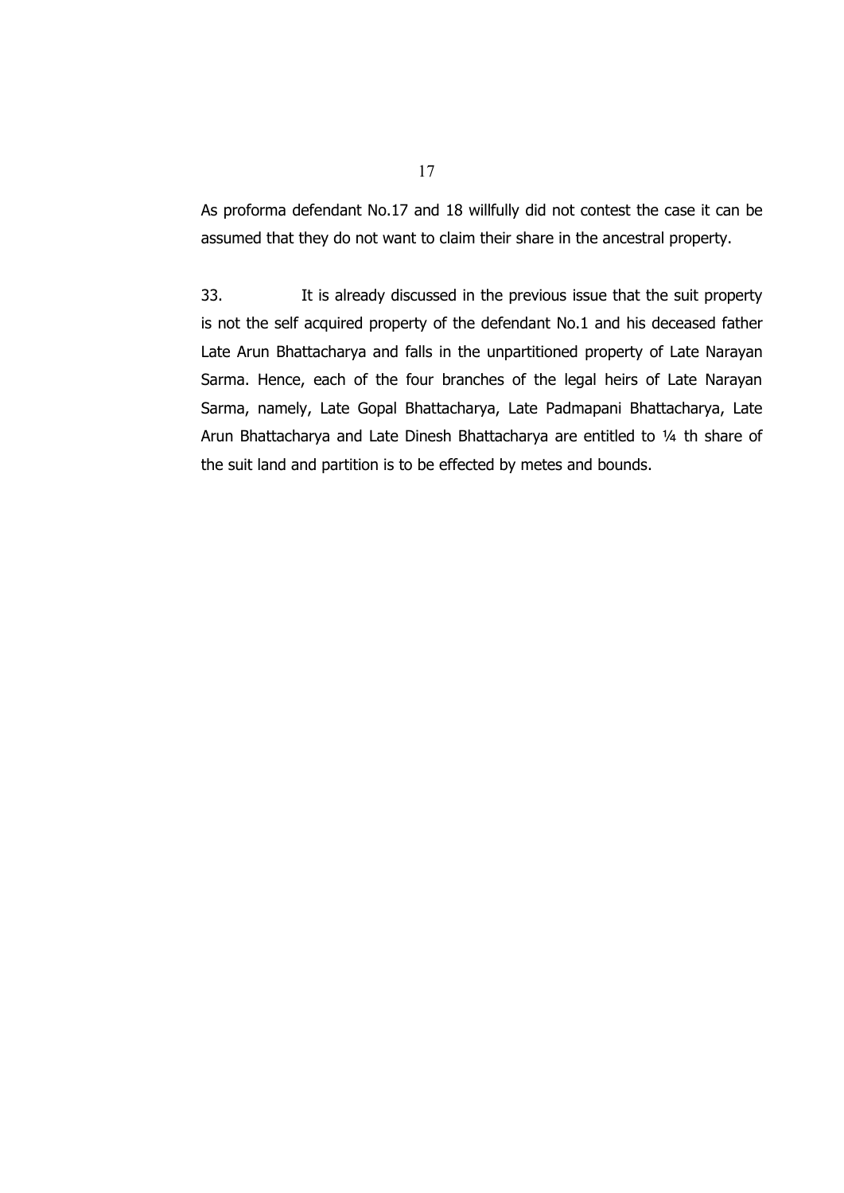As proforma defendant No.17 and 18 willfully did not contest the case it can be assumed that they do not want to claim their share in the ancestral property.

33. It is already discussed in the previous issue that the suit property is not the self acquired property of the defendant No.1 and his deceased father Late Arun Bhattacharya and falls in the unpartitioned property of Late Narayan Sarma. Hence, each of the four branches of the legal heirs of Late Narayan Sarma, namely, Late Gopal Bhattacharya, Late Padmapani Bhattacharya, Late Arun Bhattacharya and Late Dinesh Bhattacharya are entitled to ¼ th share of the suit land and partition is to be effected by metes and bounds.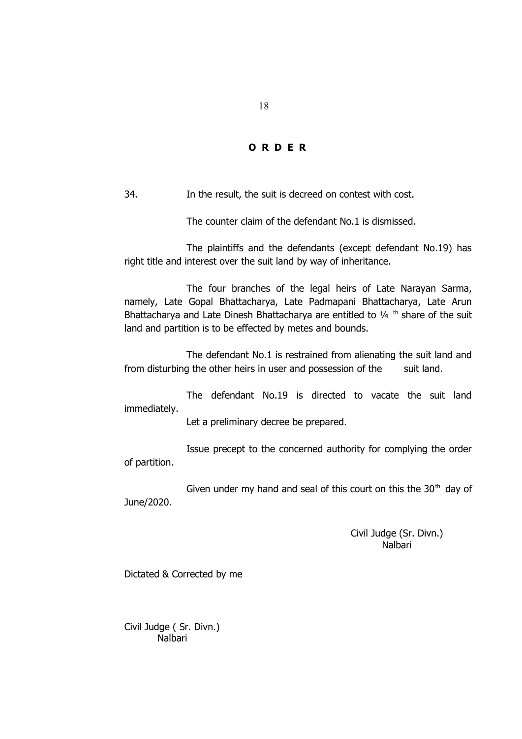## ORDER

34. In the result, the suit is decreed on contest with cost.

The counter claim of the defendant No.1 is dismissed.

The plaintiffs and the defendants (except defendant No.19) has right title and interest over the suit land by way of inheritance.

The four branches of the legal heirs of Late Narayan Sarma, namely, Late Gopal Bhattacharya, Late Padmapani Bhattacharya, Late Arun Bhattacharya and Late Dinesh Bhattacharya are entitled to ¼ th share of the suit land and partition is to be effected by metes and bounds.

The defendant No.1 is restrained from alienating the suit land and from disturbing the other heirs in user and possession of the suit land.

The defendant No.19 is directed to vacate the suit land immediately.

Let a preliminary decree be prepared.

Issue precept to the concerned authority for complying the order of partition.

Given under my hand and seal of this court on this the 30th day of June/2020.

Civil Judge (Sr. Divn.)
Nalbari

Dictated & Corrected by me

Civil Judge ( Sr. Divn.)
Nalbari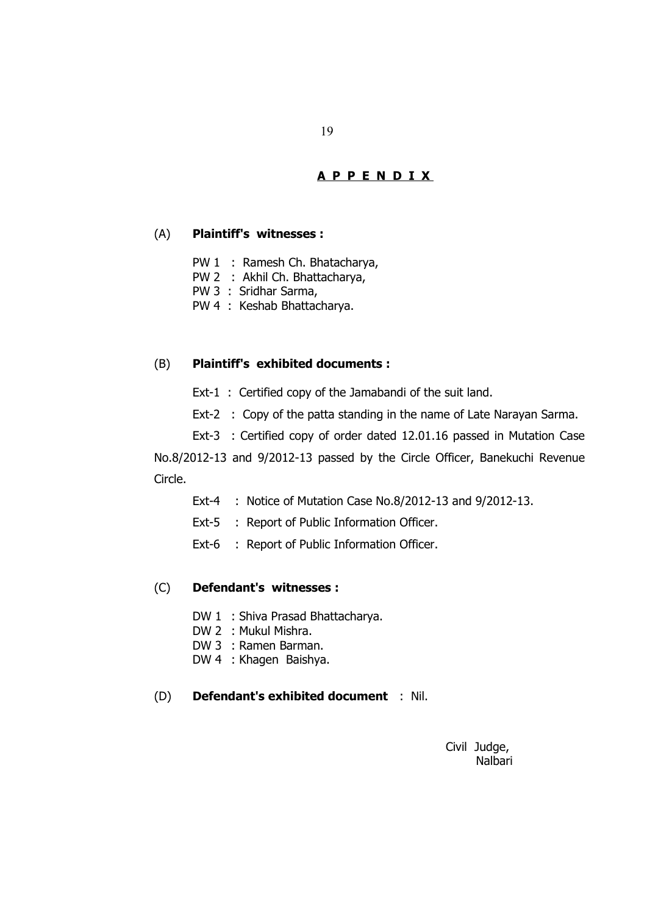# A P P E N D I X

(A) **Plaintiff's witnesses :**

PW 1 : Ramesh Ch. Bhatacharya,
PW 2 : Akhil Ch. Bhattacharya,
PW 3 : Sridhar Sarma,
PW 4 : Keshab Bhattacharya.

(B) **Plaintiff's exhibited documents :**

Ext-1 : Certified copy of the Jamabandi of the suit land.

Ext-2 : Copy of the patta standing in the name of Late Narayan Sarma.

Ext-3 : Certified copy of order dated 12.01.16 passed in Mutation Case No.8/2012-13 and 9/2012-13 passed by the Circle Officer, Banekuchi Revenue Circle.

Ext-4 : Notice of Mutation Case No.8/2012-13 and 9/2012-13.

Ext-5 : Report of Public Information Officer.

Ext-6 : Report of Public Information Officer.

(C) **Defendant's witnesses :**

DW 1 : Shiva Prasad Bhattacharya.
DW 2 : Mukul Mishra.
DW 3 : Ramen Barman.
DW 4 : Khagen Baishya.

(D) **Defendant's exhibited document** : Nil.

Civil Judge,
Nalbari